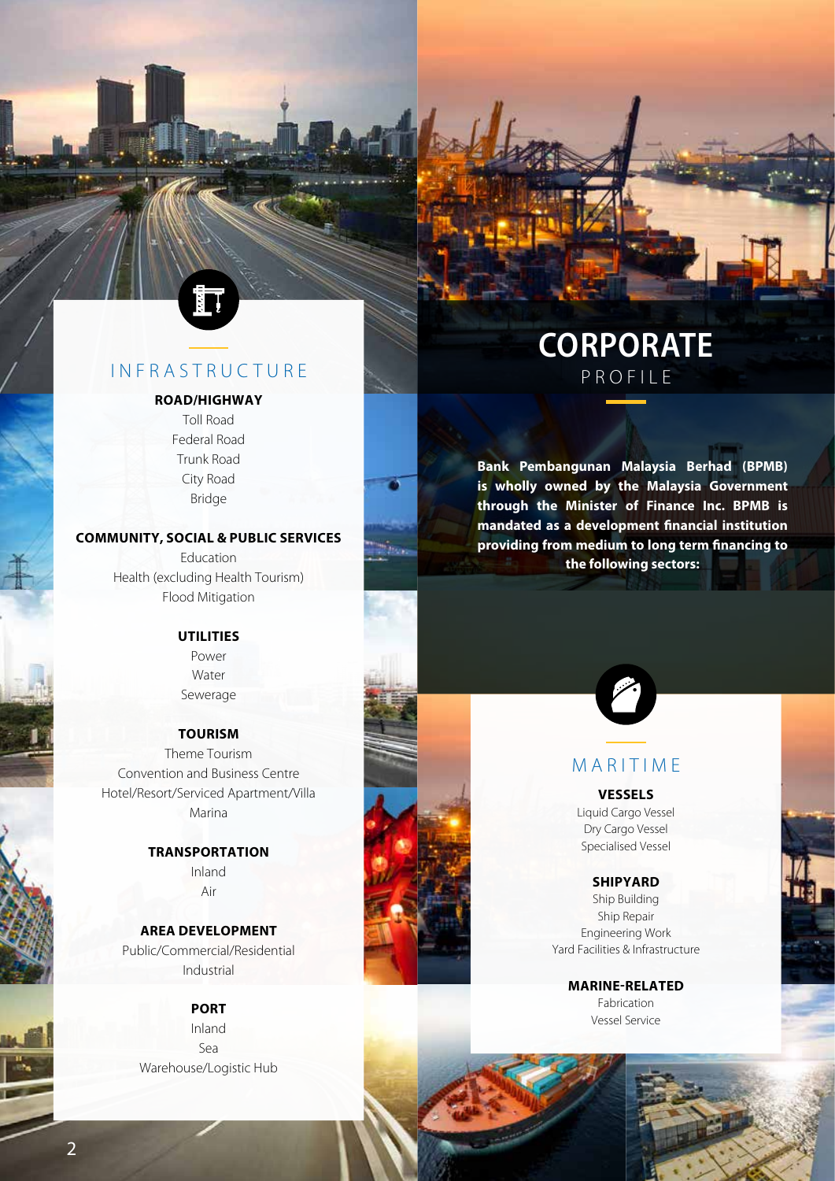# CORPORATE PROFILE

**Bank Pembangunan Malaysia Berhad (BPMB) is wholly owned by the Malaysia Government through the Minister of Finance Inc. BPMB is mandated as a development financial institution providing from medium to long term financing to the following sectors:**

## INFRASTRUCTURE

### ROAD/HIGHWAY
Toll Road
Federal Road
Trunk Road
City Road
Bridge

### COMMUNITY, SOCIAL & PUBLIC SERVICES
Education
Health (excluding Health Tourism)
Flood Mitigation

### UTILITIES
Power
Water
Sewerage

### TOURISM
Theme Tourism
Convention and Business Centre
Hotel/Resort/Serviced Apartment/Villa
Marina

### TRANSPORTATION
Inland
Air

### AREA DEVELOPMENT
Public/Commercial/Residential
Industrial

### PORT
Inland
Sea
Warehouse/Logistic Hub

## MARITIME

### VESSELS
Liquid Cargo Vessel
Dry Cargo Vessel
Specialised Vessel

### SHIPYARD
Ship Building
Ship Repair
Engineering Work
Yard Facilities & Infrastructure

### MARINE-RELATED
Fabrication
Vessel Service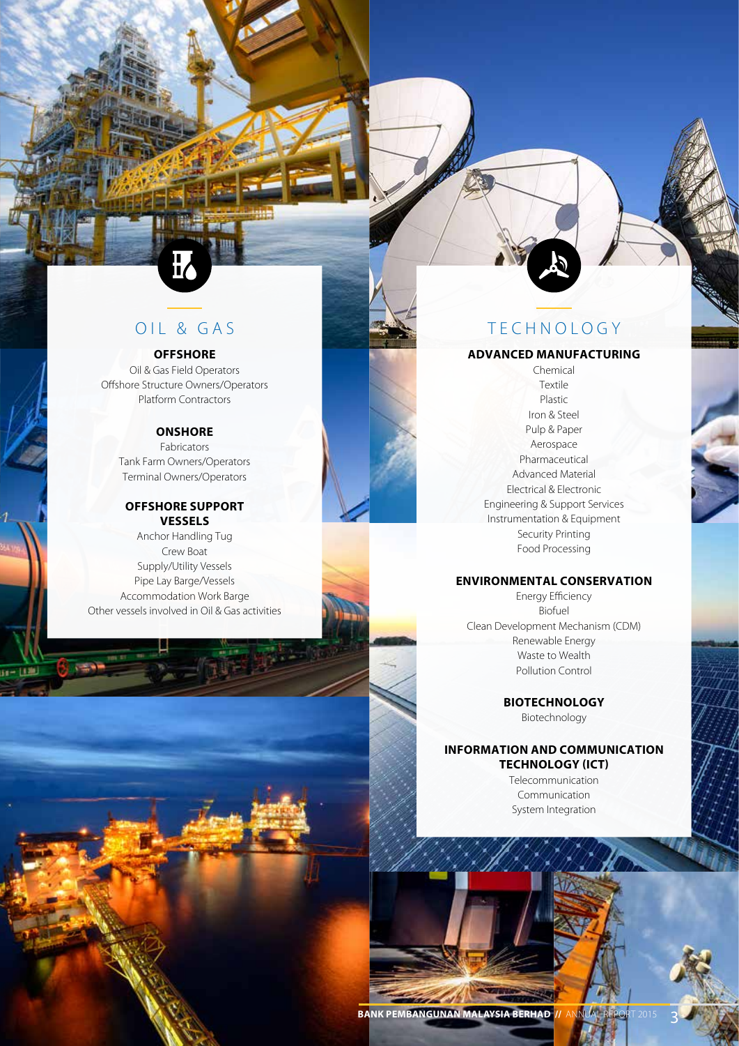## OIL & GAS

**OFFSHORE**

Oil & Gas Field Operators
Offshore Structure Owners/Operators
Platform Contractors

**ONSHORE**

Fabricators
Tank Farm Owners/Operators
Terminal Owners/Operators

**OFFSHORE SUPPORT VESSELS**

Anchor Handling Tug
Crew Boat
Supply/Utility Vessels
Pipe Lay Barge/Vessels
Accommodation Work Barge
Other vessels involved in Oil & Gas activities

## TECHNOLOGY

**ADVANCED MANUFACTURING**

Chemical
Textile
Plastic
Iron & Steel
Pulp & Paper
Aerospace
Pharmaceutical
Advanced Material
Electrical & Electronic
Engineering & Support Services
Instrumentation & Equipment
Security Printing
Food Processing

**ENVIRONMENTAL CONSERVATION**

Energy Efficiency
Biofuel
Clean Development Mechanism (CDM)
Renewable Energy
Waste to Wealth
Pollution Control

**BIOTECHNOLOGY**

Biotechnology

**INFORMATION AND COMMUNICATION TECHNOLOGY (ICT)**

Telecommunication
Communication
System Integration